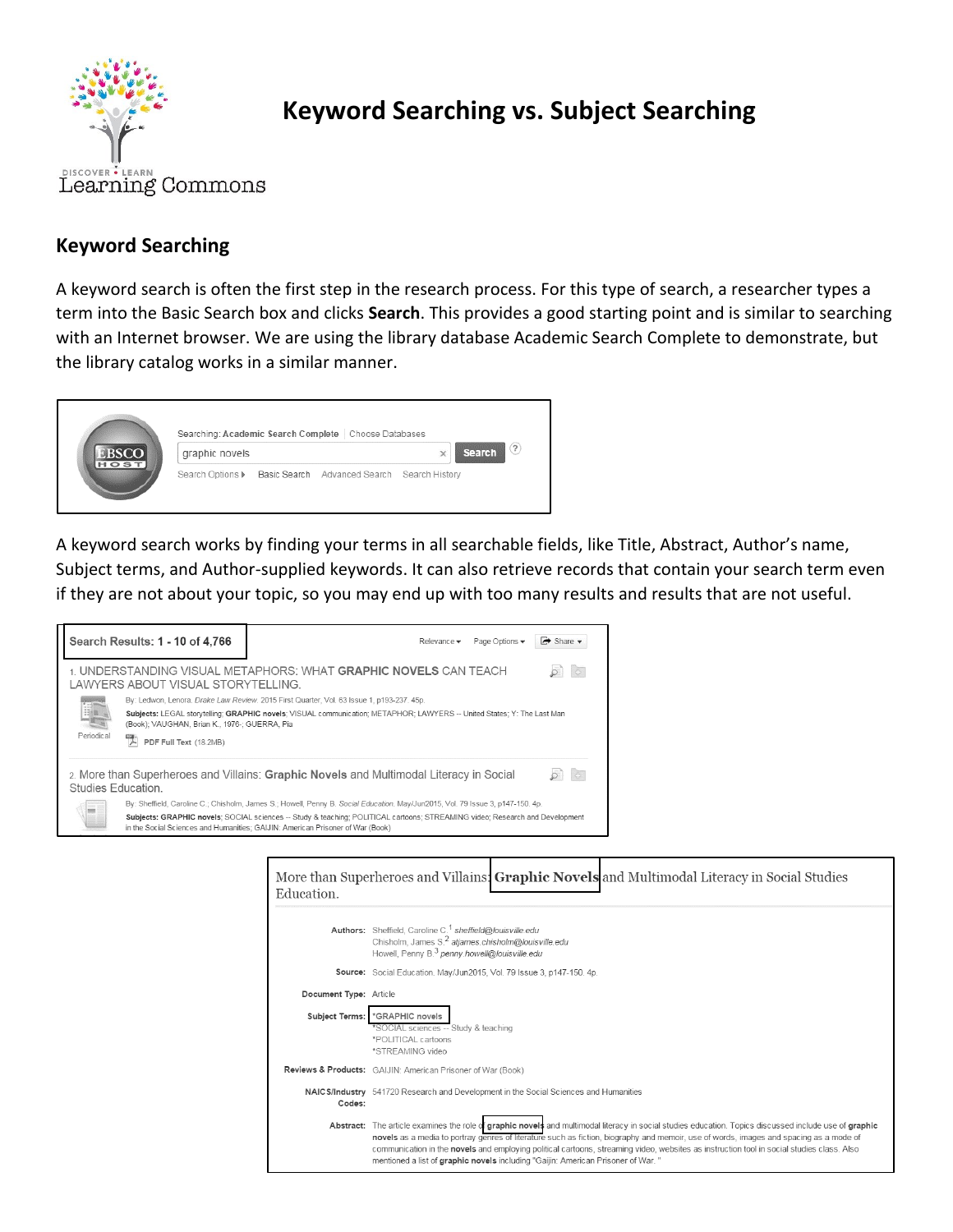# Keyword Searching vs. Subject Searching

## Keyword Searching

A keyword search is often the first step in the research process. For this type of search, a researcher types a term into the Basic Search box and clicks **Search**. This provides a good starting point and is similar to searching with an Internet browser. We are using the library database Academic Search Complete to demonstrate, but the library catalog works in a similar manner.

A keyword search works by finding your terms in all searchable fields, like Title, Abstract, Author's name, Subject terms, and Author-supplied keywords. It can also retrieve records that contain your search term even if they are not about your topic, so you may end up with too many results and results that are not useful.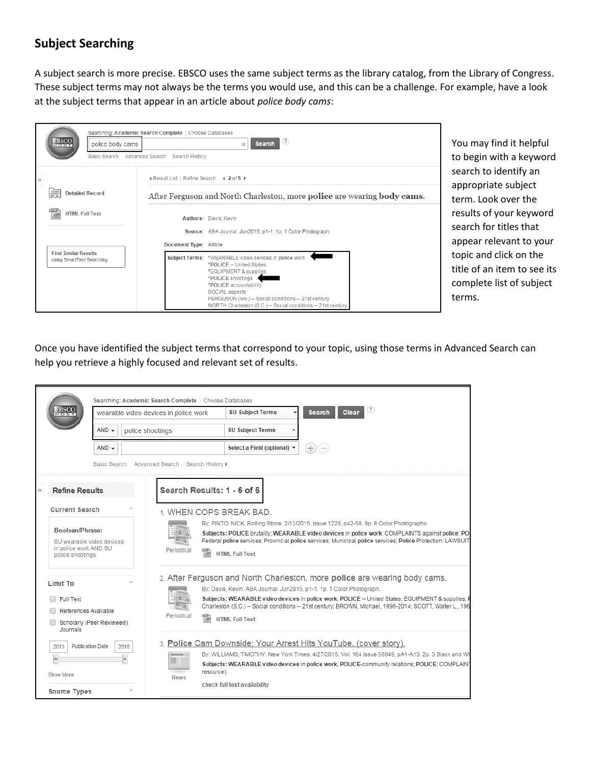## Subject Searching

A subject search is more precise. EBSCO uses the same subject terms as the library catalog, from the Library of Congress. These subject terms may not always be the terms you would use, and this can be a challenge. For example, have a look at the subject terms that appear in an article about *police body cams*:

Searching: Academic Search Complete | Choose Databases

police body cams

Search

Basic Search Advanced Search Search History

Result List | Refine Search 2 of 5

Detailed Record

HTML Full Text

Find Similar Results using SmartText Searching.

After Ferguson and North Charleston, more **police** are wearing **body cams**.

Authors: Davis, Kevin

Source: ABA Journal. Jun2015, p1-1. 1p. 1 Color Photograph.

Document Type: Article

Subject Terms: *WEARABLE video devices in police work
*POLICE -- United States
*EQUIPMENT & supplies
*POLICE shootings
*POLICE accountability
SOCIAL aspects
FERGUSON (Mo.) -- Social conditions -- 21st century
NORTH Charleston (S.C.) -- Social conditions -- 21st century

You may find it helpful to begin with a keyword search to identify an appropriate subject term. Look over the results of your keyword search for titles that appear relevant to your topic and click on the title of an item to see its complete list of subject terms.

Once you have identified the subject terms that correspond to your topic, using those terms in Advanced Search can help you retrieve a highly focused and relevant set of results.

Searching: Academic Search Complete | Choose Databases

wearable video devices in police work | SU Subject Terms | Search | Clear

AND | police shootings | SU Subject Terms

AND | | Select a Field (optional)

Basic Search Advanced Search Search History

Refine Results

Current Search

Boolean/Phrase:
SU wearable video devices in police work AND SU police shootings

Limit To

Full Text

References Available

Scholarly (Peer Reviewed) Journals

2013 Publication Date 2015

Show More

Source Types

Search Results: 1 - 6 of 6

1. WHEN COPS BREAK BAD.
By: PINTO, NICK. Rolling Stone. 2/12/2015, Issue 1228, p42-58. 9p. 8 Color Photographs.
Subjects: POLICE brutality; WEARABLE video devices in police work; COMPLAINTS against police; PO Federal police services; Provincial police services; Municipal police services; Police Protection; LAWSUIT
Periodical
HTML Full Text

2. After Ferguson and North Charleston, more **police** are wearing body cams.
By: Davis, Kevin. ABA Journal. Jun2015, p1-1. 1p. 1 Color Photograph.
Subjects: WEARABLE video devices in police work; POLICE -- United States; EQUIPMENT & supplies; Charleston (S.C.) -- Social conditions -- 21st century; BROWN, Michael, 1996-2014; SCOTT, Walter L., 196
Periodical
HTML Full Text

3. **Police** Cam Downside: Your Arrest Hits YouTube. (cover story).
By: WILLIAMS, TIMOTHY. New York Times. 4/27/2015, Vol. 164 Issue 56849, pA1-A13. 2p. 3 Black and Wh
Subjects: WEARABLE video devices in police work; POLICE-community relations; POLICE; COMPLAINT resource)
News
check full text availability